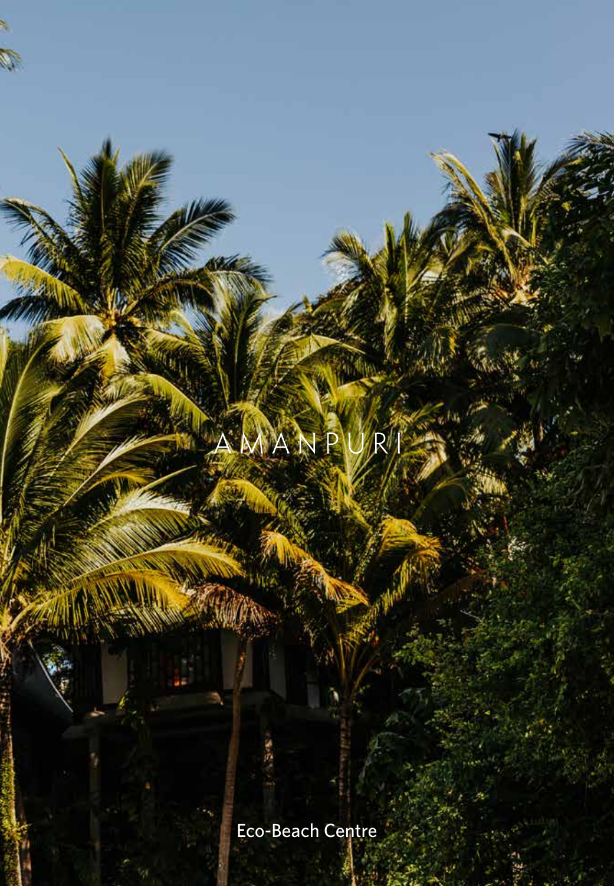# AMANPURI

## Eco-Beach Centre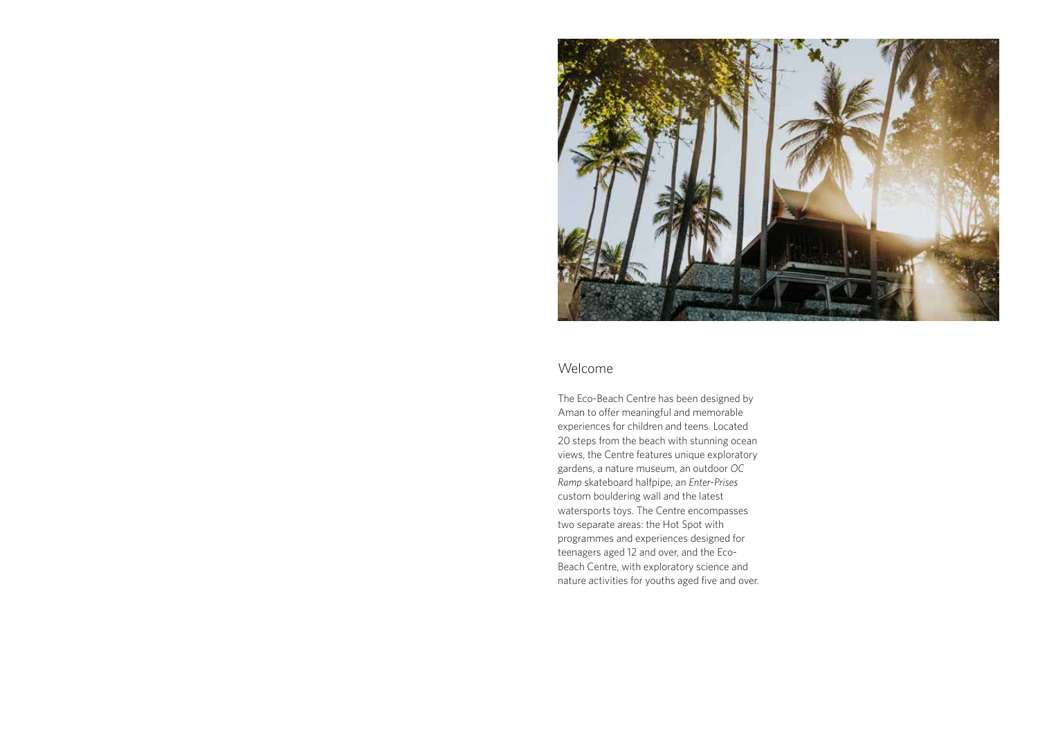## Welcome

The Eco-Beach Centre has been designed by Aman to offer meaningful and memorable experiences for children and teens. Located 20 steps from the beach with stunning ocean views, the Centre features unique exploratory gardens, a nature museum, an outdoor *OC Ramp* skateboard halfpipe, an *Enter-Prises* custom bouldering wall and the latest watersports toys. The Centre encompasses two separate areas: the Hot Spot with programmes and experiences designed for teenagers aged 12 and over, and the Eco-Beach Centre, with exploratory science and nature activities for youths aged five and over.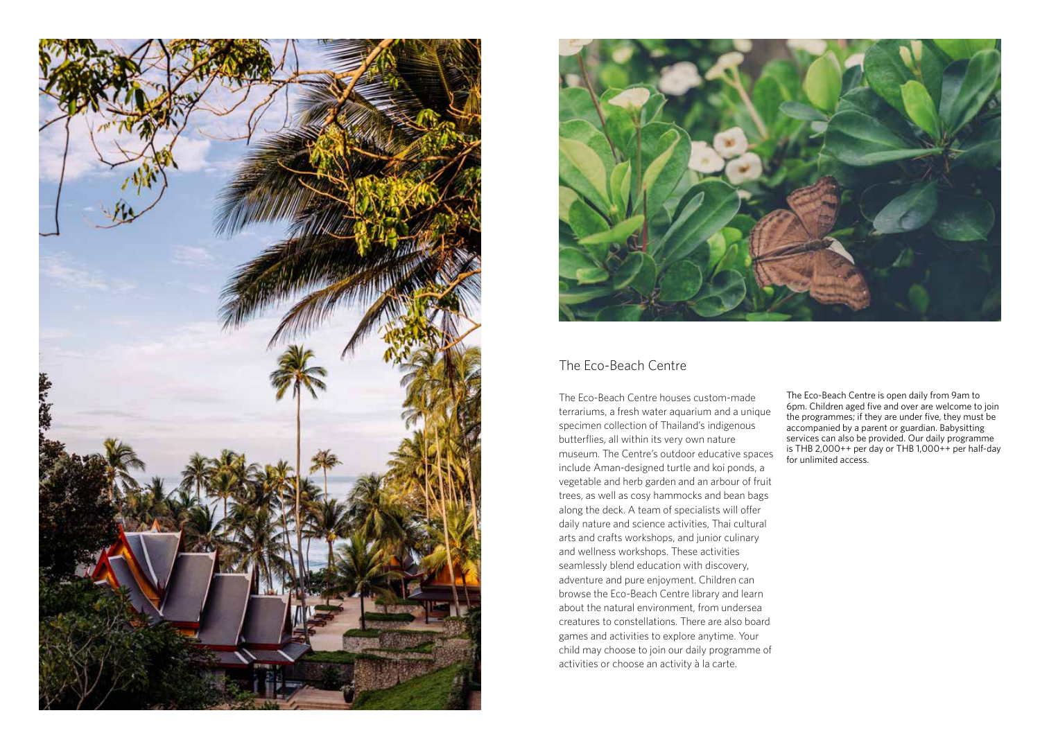## The Eco-Beach Centre

The Eco-Beach Centre houses custom-made terrariums, a fresh water aquarium and a unique specimen collection of Thailand's indigenous butterflies, all within its very own nature museum. The Centre's outdoor educative spaces include Aman-designed turtle and koi ponds, a vegetable and herb garden and an arbour of fruit trees, as well as cosy hammocks and bean bags along the deck. A team of specialists will offer daily nature and science activities, Thai cultural arts and crafts workshops, and junior culinary and wellness workshops. These activities seamlessly blend education with discovery, adventure and pure enjoyment. Children can browse the Eco-Beach Centre library and learn about the natural environment, from undersea creatures to constellations. There are also board games and activities to explore anytime. Your child may choose to join our daily programme of activities or choose an activity à la carte.

The Eco-Beach Centre is open daily from 9am to 6pm. Children aged five and over are welcome to join the programmes; if they are under five, they must be accompanied by a parent or guardian. Babysitting services can also be provided. Our daily programme is THB 2,000++ per day or THB 1,000++ per half-day for unlimited access.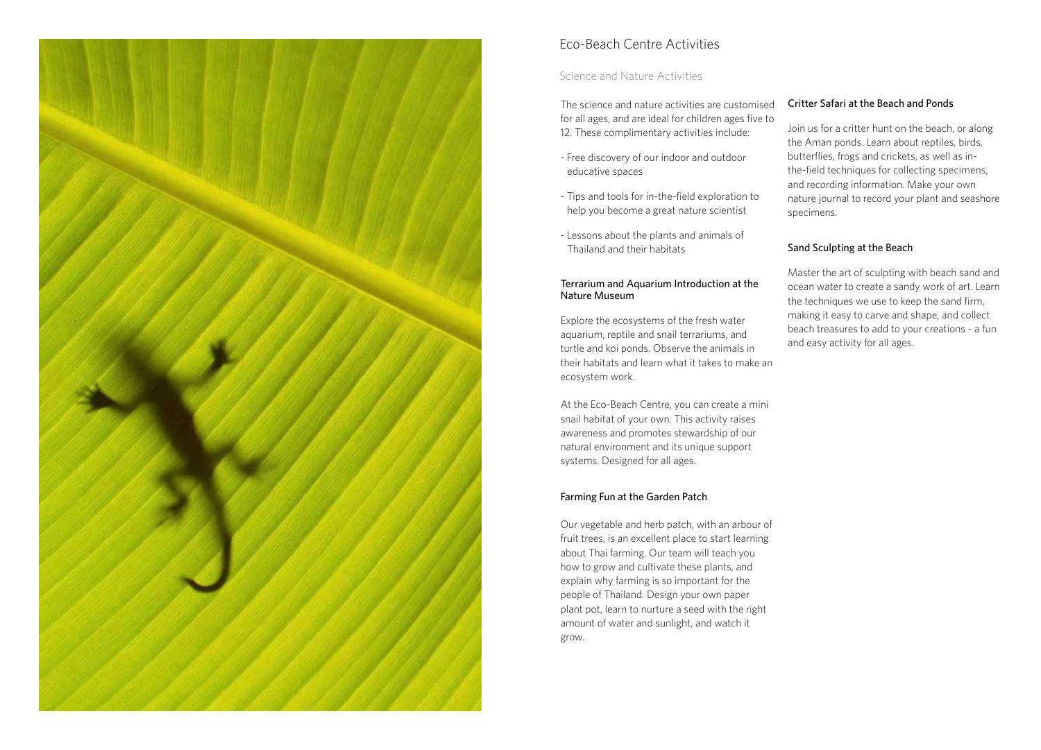# Eco-Beach Centre Activities

## Science and Nature Activities

The science and nature activities are customised for all ages, and are ideal for children ages five to 12. These complimentary activities include:

- Free discovery of our indoor and outdoor educative spaces
- Tips and tools for in-the-field exploration to help you become a great nature scientist
- Lessons about the plants and animals of Thailand and their habitats

### Terrarium and Aquarium Introduction at the Nature Museum

Explore the ecosystems of the fresh water aquarium, reptile and snail terrariums, and turtle and koi ponds. Observe the animals in their habitats and learn what it takes to make an ecosystem work.

At the Eco-Beach Centre, you can create a mini snail habitat of your own. This activity raises awareness and promotes stewardship of our natural environment and its unique support systems. Designed for all ages.

### Farming Fun at the Garden Patch

Our vegetable and herb patch, with an arbour of fruit trees, is an excellent place to start learning about Thai farming. Our team will teach you how to grow and cultivate these plants, and explain why farming is so important for the people of Thailand. Design your own paper plant pot, learn to nurture a seed with the right amount of water and sunlight, and watch it grow.

### Critter Safari at the Beach and Ponds

Join us for a critter hunt on the beach, or along the Aman ponds. Learn about reptiles, birds, butterflies, frogs and crickets, as well as in-the-field techniques for collecting specimens, and recording information. Make your own nature journal to record your plant and seashore specimens.

### Sand Sculpting at the Beach

Master the art of sculpting with beach sand and ocean water to create a sandy work of art. Learn the techniques we use to keep the sand firm, making it easy to carve and shape, and collect beach treasures to add to your creations - a fun and easy activity for all ages.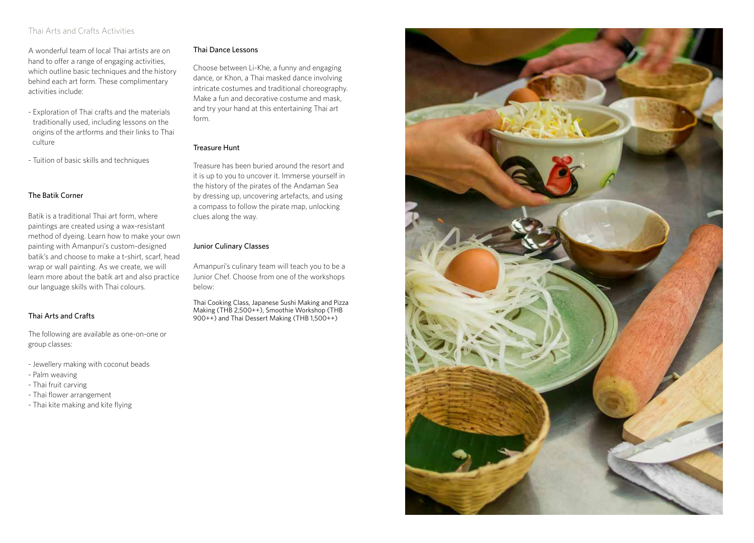## Thai Arts and Crafts Activities

A wonderful team of local Thai artists are on hand to offer a range of engaging activities, which outline basic techniques and the history behind each art form. These complimentary activities include:

- Exploration of Thai crafts and the materials traditionally used, including lessons on the origins of the artforms and their links to Thai culture
- Tuition of basic skills and techniques

### The Batik Corner

Batik is a traditional Thai art form, where paintings are created using a wax-resistant method of dyeing. Learn how to make your own painting with Amanpuri's custom-designed batik's and choose to make a t-shirt, scarf, head wrap or wall painting. As we create, we will learn more about the batik art and also practice our language skills with Thai colours.

### Thai Arts and Crafts

The following are available as one-on-one or group classes:

- Jewellery making with coconut beads
- Palm weaving
- Thai fruit carving
- Thai flower arrangement
- Thai kite making and kite flying

### Thai Dance Lessons

Choose between Li-Khe, a funny and engaging dance, or Khon, a Thai masked dance involving intricate costumes and traditional choreography. Make a fun and decorative costume and mask, and try your hand at this entertaining Thai art form.

### Treasure Hunt

Treasure has been buried around the resort and it is up to you to uncover it. Immerse yourself in the history of the pirates of the Andaman Sea by dressing up, uncovering artefacts, and using a compass to follow the pirate map, unlocking clues along the way.

### Junior Culinary Classes

Amanpuri's culinary team will teach you to be a Junior Chef. Choose from one of the workshops below:

Thai Cooking Class, Japanese Sushi Making and Pizza Making (THB 2,500++), Smoothie Workshop (THB 900++) and Thai Dessert Making (THB 1,500++)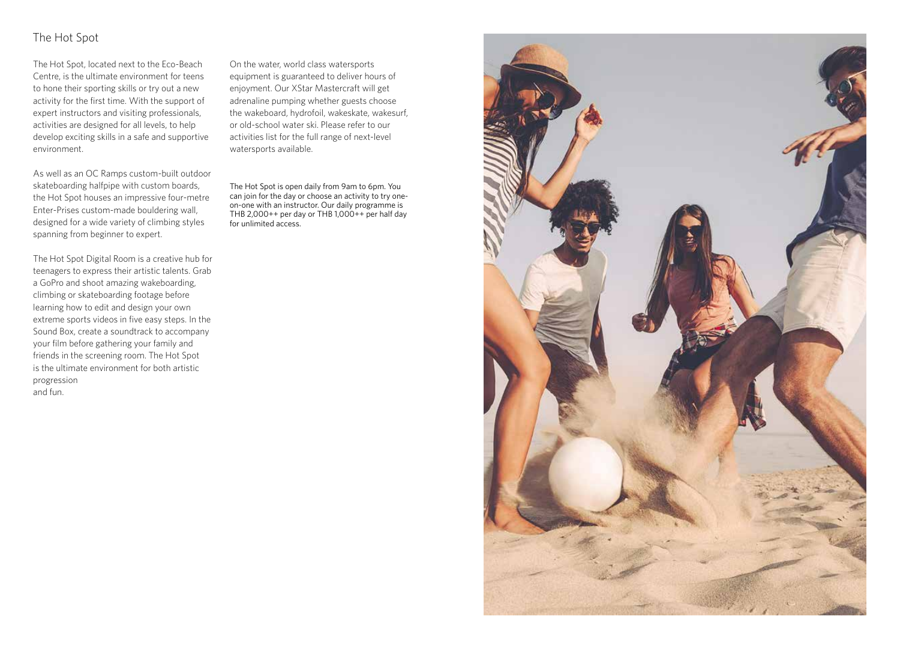## The Hot Spot

The Hot Spot, located next to the Eco-Beach Centre, is the ultimate environment for teens to hone their sporting skills or try out a new activity for the first time. With the support of expert instructors and visiting professionals, activities are designed for all levels, to help develop exciting skills in a safe and supportive environment.

As well as an OC Ramps custom-built outdoor skateboarding halfpipe with custom boards, the Hot Spot houses an impressive four-metre Enter-Prises custom-made bouldering wall, designed for a wide variety of climbing styles spanning from beginner to expert.

The Hot Spot Digital Room is a creative hub for teenagers to express their artistic talents. Grab a GoPro and shoot amazing wakeboarding, climbing or skateboarding footage before learning how to edit and design your own extreme sports videos in five easy steps. In the Sound Box, create a soundtrack to accompany your film before gathering your family and friends in the screening room. The Hot Spot is the ultimate environment for both artistic progression and fun.

On the water, world class watersports equipment is guaranteed to deliver hours of enjoyment. Our XStar Mastercraft will get adrenaline pumping whether guests choose the wakeboard, hydrofoil, wakeskate, wakesurf, or old-school water ski. Please refer to our activities list for the full range of next-level watersports available.

The Hot Spot is open daily from 9am to 6pm. You can join for the day or choose an activity to try one-on-one with an instructor. Our daily programme is THB 2,000++ per day or THB 1,000++ per half day for unlimited access.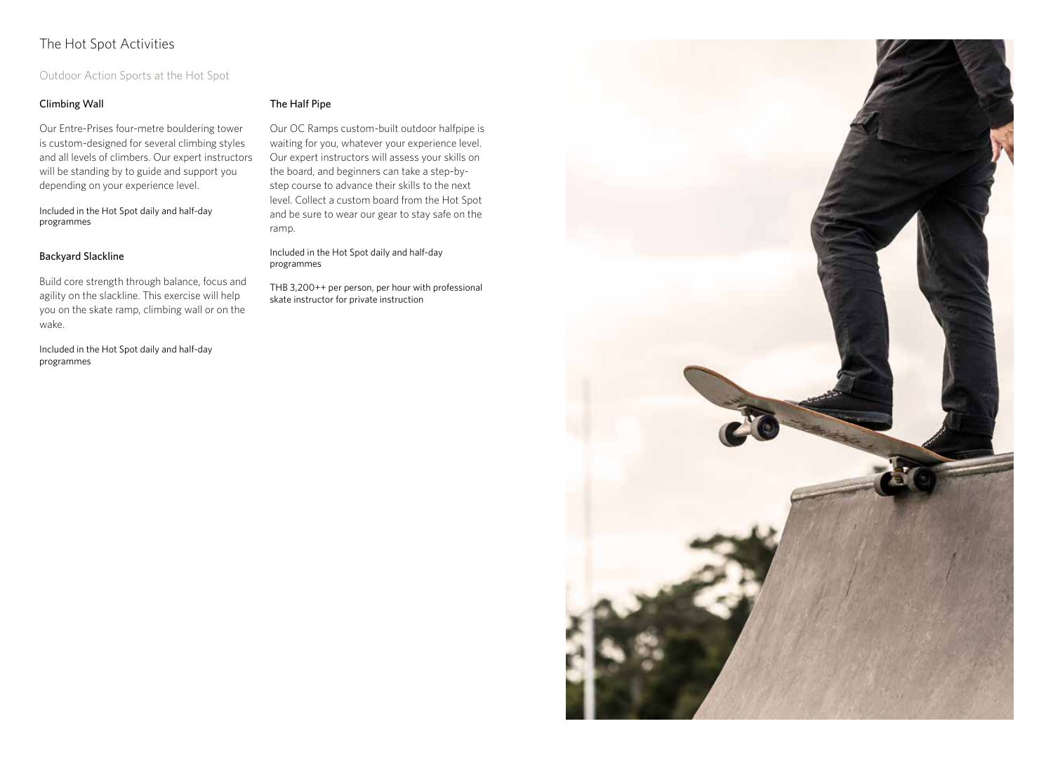# The Hot Spot Activities

## Outdoor Action Sports at the Hot Spot

### Climbing Wall

Our Entre-Prises four-metre bouldering tower is custom-designed for several climbing styles and all levels of climbers. Our expert instructors will be standing by to guide and support you depending on your experience level.

Included in the Hot Spot daily and half-day programmes

### Backyard Slackline

Build core strength through balance, focus and agility on the slackline. This exercise will help you on the skate ramp, climbing wall or on the wake.

Included in the Hot Spot daily and half-day programmes

### The Half Pipe

Our OC Ramps custom-built outdoor halfpipe is waiting for you, whatever your experience level. Our expert instructors will assess your skills on the board, and beginners can take a step-by-step course to advance their skills to the next level. Collect a custom board from the Hot Spot and be sure to wear our gear to stay safe on the ramp.

Included in the Hot Spot daily and half-day programmes

THB 3,200++ per person, per hour with professional skate instructor for private instruction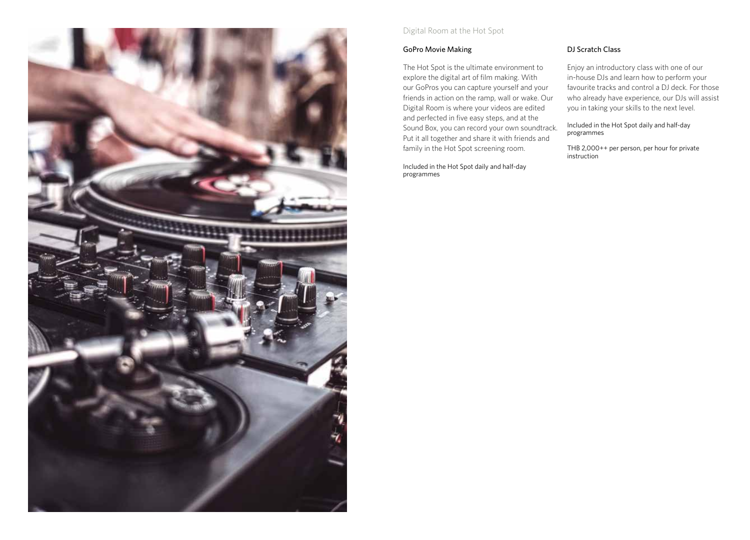## Digital Room at the Hot Spot

### GoPro Movie Making

The Hot Spot is the ultimate environment to explore the digital art of film making. With our GoPros you can capture yourself and your friends in action on the ramp, wall or wake. Our Digital Room is where your videos are edited and perfected in five easy steps, and at the Sound Box, you can record your own soundtrack. Put it all together and share it with friends and family in the Hot Spot screening room.

Included in the Hot Spot daily and half-day programmes

### DJ Scratch Class

Enjoy an introductory class with one of our in-house DJs and learn how to perform your favourite tracks and control a DJ deck. For those who already have experience, our DJs will assist you in taking your skills to the next level.

Included in the Hot Spot daily and half-day programmes

THB 2,000++ per person, per hour for private instruction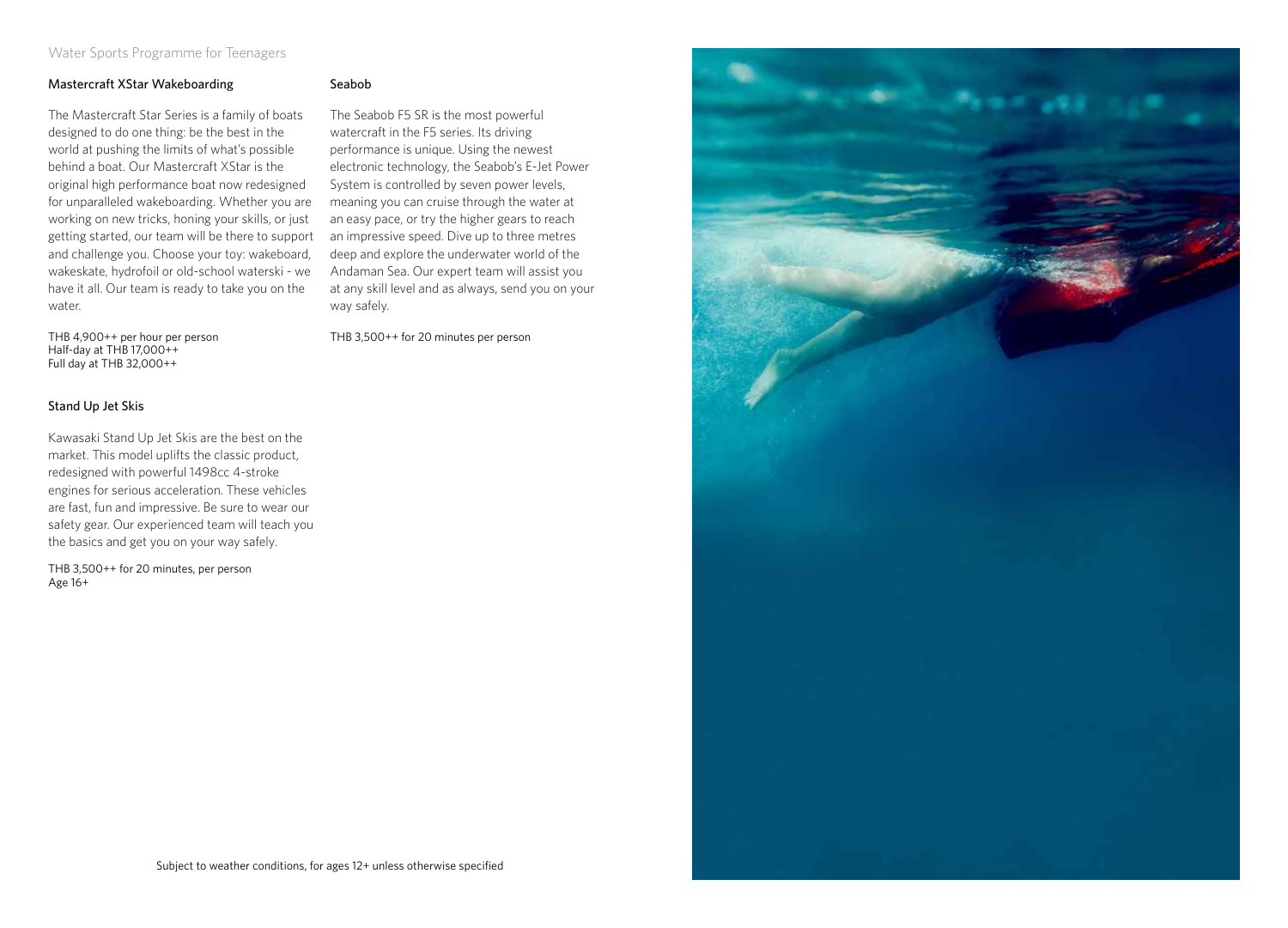## Water Sports Programme for Teenagers

### Mastercraft XStar Wakeboarding

The Mastercraft Star Series is a family of boats designed to do one thing: be the best in the world at pushing the limits of what's possible behind a boat. Our Mastercraft XStar is the original high performance boat now redesigned for unparalleled wakeboarding. Whether you are working on new tricks, honing your skills, or just getting started, our team will be there to support and challenge you. Choose your toy: wakeboard, wakeskate, hydrofoil or old-school waterski - we have it all. Our team is ready to take you on the water.

THB 4,900++ per hour per person
Half-day at THB 17,000++
Full day at THB 32,000++

### Stand Up Jet Skis

Kawasaki Stand Up Jet Skis are the best on the market. This model uplifts the classic product, redesigned with powerful 1498cc 4-stroke engines for serious acceleration. These vehicles are fast, fun and impressive. Be sure to wear our safety gear. Our experienced team will teach you the basics and get you on your way safely.

THB 3,500++ for 20 minutes, per person
Age 16+

### Seabob

The Seabob F5 SR is the most powerful watercraft in the F5 series. Its driving performance is unique. Using the newest electronic technology, the Seabob's E-Jet Power System is controlled by seven power levels, meaning you can cruise through the water at an easy pace, or try the higher gears to reach an impressive speed. Dive up to three metres deep and explore the underwater world of the Andaman Sea. Our expert team will assist you at any skill level and as always, send you on your way safely.

THB 3,500++ for 20 minutes per person

Subject to weather conditions, for ages 12+ unless otherwise specified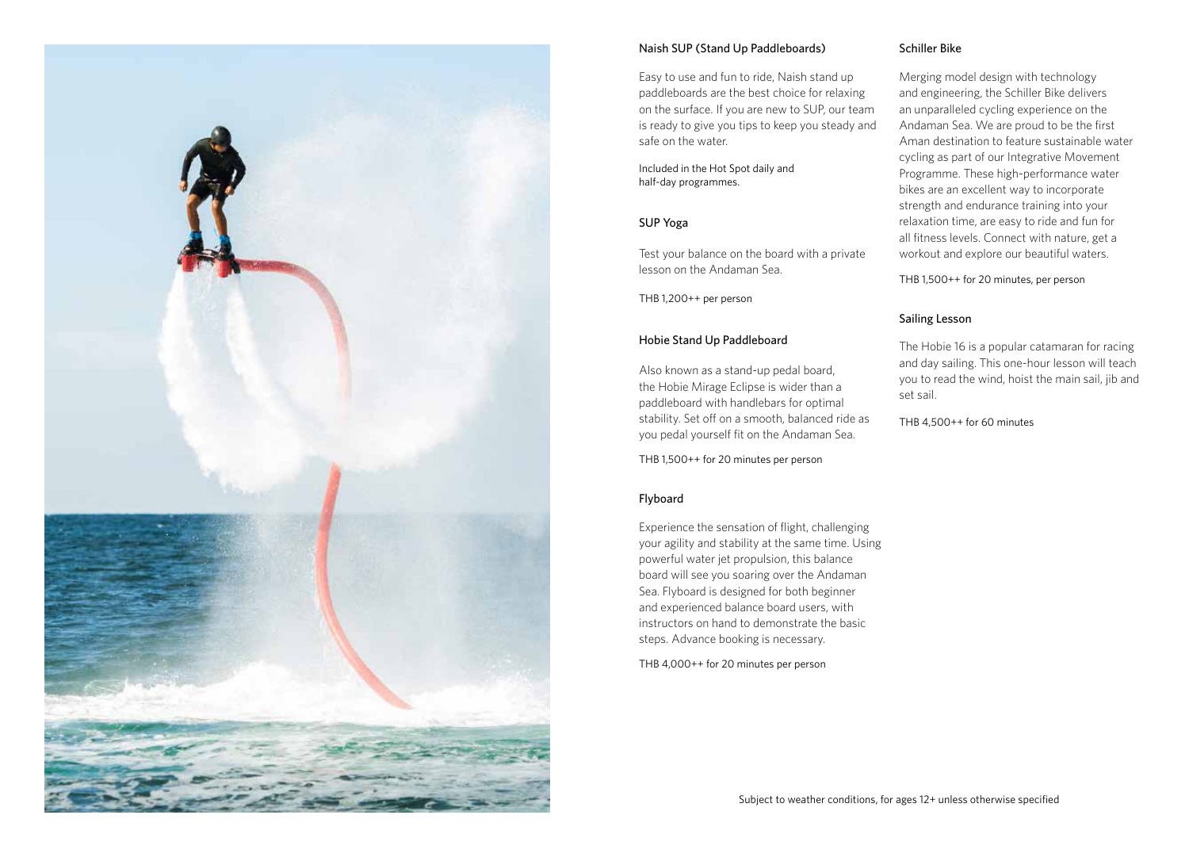### Naish SUP (Stand Up Paddleboards)

Easy to use and fun to ride, Naish stand up paddleboards are the best choice for relaxing on the surface. If you are new to SUP, our team is ready to give you tips to keep you steady and safe on the water.

Included in the Hot Spot daily and half-day programmes.

### SUP Yoga

Test your balance on the board with a private lesson on the Andaman Sea.

THB 1,200++ per person

### Hobie Stand Up Paddleboard

Also known as a stand-up pedal board, the Hobie Mirage Eclipse is wider than a paddleboard with handlebars for optimal stability. Set off on a smooth, balanced ride as you pedal yourself fit on the Andaman Sea.

THB 1,500++ for 20 minutes per person

### Flyboard

Experience the sensation of flight, challenging your agility and stability at the same time. Using powerful water jet propulsion, this balance board will see you soaring over the Andaman Sea. Flyboard is designed for both beginner and experienced balance board users, with instructors on hand to demonstrate the basic steps. Advance booking is necessary.

THB 4,000++ for 20 minutes per person

### Schiller Bike

Merging model design with technology and engineering, the Schiller Bike delivers an unparalleled cycling experience on the Andaman Sea. We are proud to be the first Aman destination to feature sustainable water cycling as part of our Integrative Movement Programme. These high-performance water bikes are an excellent way to incorporate strength and endurance training into your relaxation time, are easy to ride and fun for all fitness levels. Connect with nature, get a workout and explore our beautiful waters.

THB 1,500++ for 20 minutes, per person

### Sailing Lesson

The Hobie 16 is a popular catamaran for racing and day sailing. This one-hour lesson will teach you to read the wind, hoist the main sail, jib and set sail.

THB 4,500++ for 60 minutes

Subject to weather conditions, for ages 12+ unless otherwise specified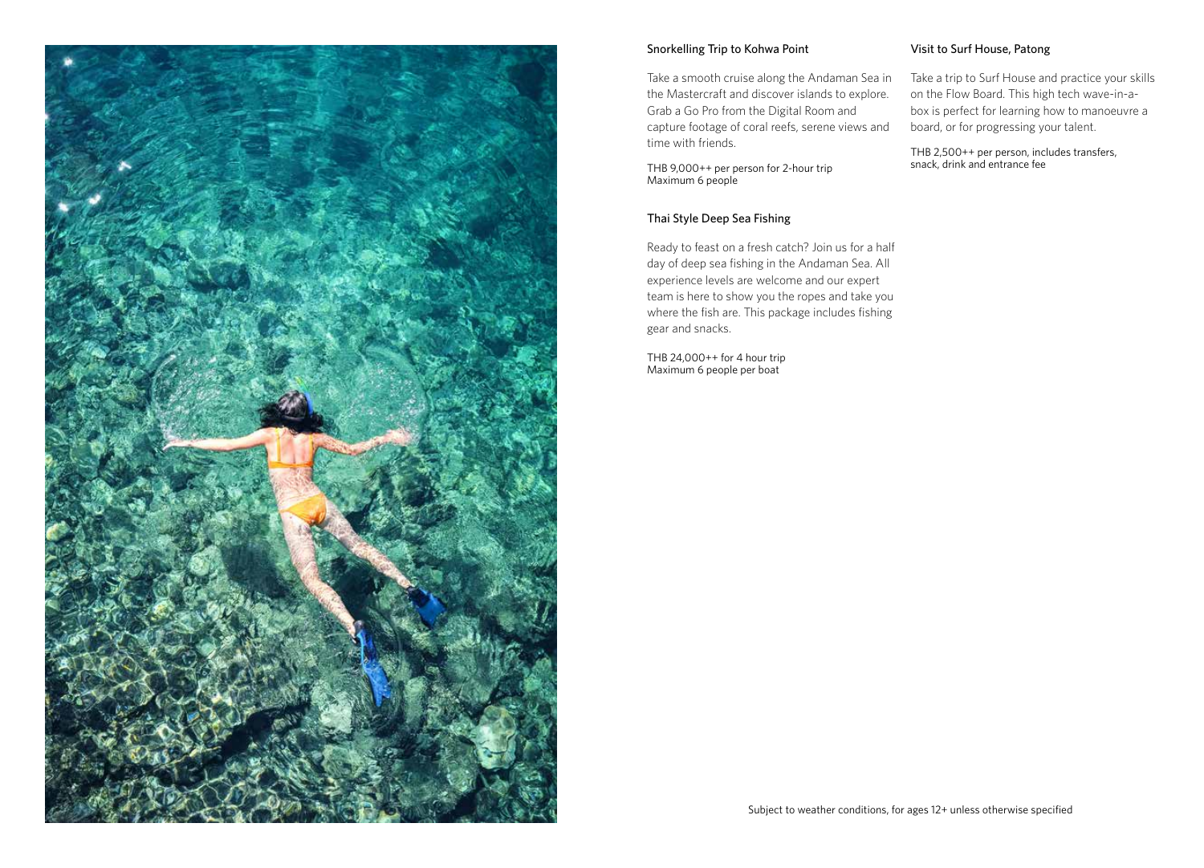### Snorkelling Trip to Kohwa Point

Take a smooth cruise along the Andaman Sea in the Mastercraft and discover islands to explore. Grab a Go Pro from the Digital Room and capture footage of coral reefs, serene views and time with friends.

THB 9,000++ per person for 2-hour trip
Maximum 6 people

### Thai Style Deep Sea Fishing

Ready to feast on a fresh catch? Join us for a half day of deep sea fishing in the Andaman Sea. All experience levels are welcome and our expert team is here to show you the ropes and take you where the fish are. This package includes fishing gear and snacks.

THB 24,000++ for 4 hour trip
Maximum 6 people per boat

### Visit to Surf House, Patong

Take a trip to Surf House and practice your skills on the Flow Board. This high tech wave-in-a-box is perfect for learning how to manoeuvre a board, or for progressing your talent.

THB 2,500++ per person, includes transfers, snack, drink and entrance fee

Subject to weather conditions, for ages 12+ unless otherwise specified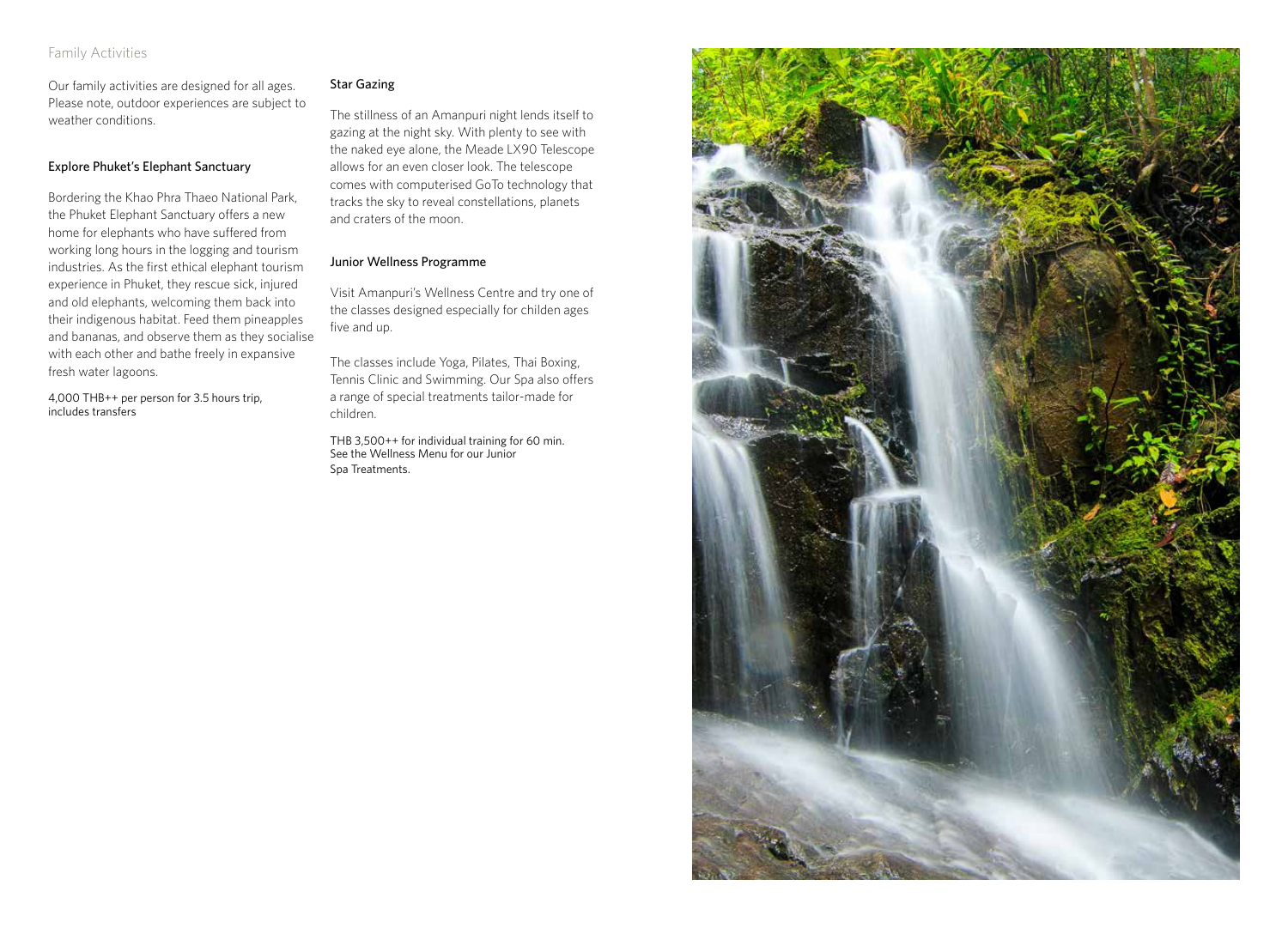## Family Activities

Our family activities are designed for all ages. Please note, outdoor experiences are subject to weather conditions.

### Explore Phuket's Elephant Sanctuary

Bordering the Khao Phra Thaeo National Park, the Phuket Elephant Sanctuary offers a new home for elephants who have suffered from working long hours in the logging and tourism industries. As the first ethical elephant tourism experience in Phuket, they rescue sick, injured and old elephants, welcoming them back into their indigenous habitat. Feed them pineapples and bananas, and observe them as they socialise with each other and bathe freely in expansive fresh water lagoons.

4,000 THB++ per person for 3.5 hours trip, includes transfers

### Star Gazing

The stillness of an Amanpuri night lends itself to gazing at the night sky. With plenty to see with the naked eye alone, the Meade LX90 Telescope allows for an even closer look. The telescope comes with computerised GoTo technology that tracks the sky to reveal constellations, planets and craters of the moon.

### Junior Wellness Programme

Visit Amanpuri's Wellness Centre and try one of the classes designed especially for childen ages five and up.

The classes include Yoga, Pilates, Thai Boxing, Tennis Clinic and Swimming. Our Spa also offers a range of special treatments tailor-made for children.

THB 3,500++ for individual training for 60 min.
See the Wellness Menu for our Junior Spa Treatments.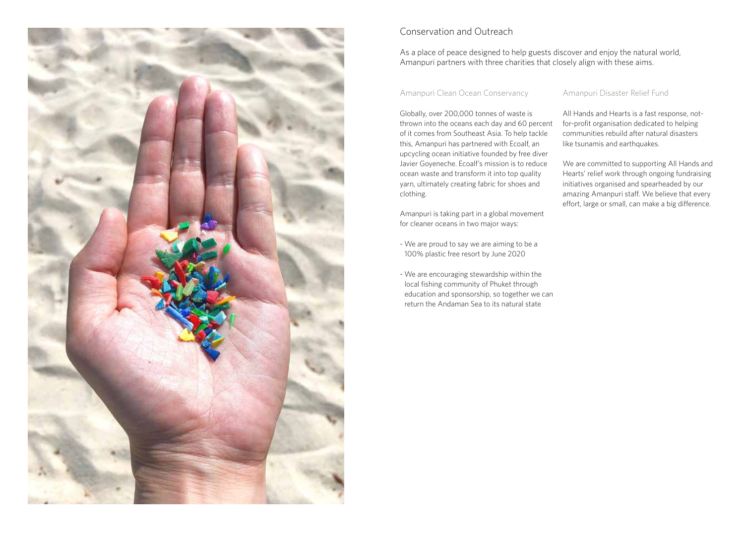# Conservation and Outreach

As a place of peace designed to help guests discover and enjoy the natural world, Amanpuri partners with three charities that closely align with these aims.

## Amanpuri Clean Ocean Conservancy

Globally, over 200,000 tonnes of waste is thrown into the oceans each day and 60 percent of it comes from Southeast Asia. To help tackle this, Amanpuri has partnered with Ecoalf, an upcycling ocean initiative founded by free diver Javier Goyeneche. Ecoalf's mission is to reduce ocean waste and transform it into top quality yarn, ultimately creating fabric for shoes and clothing.

Amanpuri is taking part in a global movement for cleaner oceans in two major ways:

- We are proud to say we are aiming to be a 100% plastic free resort by June 2020
- We are encouraging stewardship within the local fishing community of Phuket through education and sponsorship, so together we can return the Andaman Sea to its natural state

## Amanpuri Disaster Relief Fund

All Hands and Hearts is a fast response, not-for-profit organisation dedicated to helping communities rebuild after natural disasters like tsunamis and earthquakes.

We are committed to supporting All Hands and Hearts' relief work through ongoing fundraising initiatives organised and spearheaded by our amazing Amanpuri staff. We believe that every effort, large or small, can make a big difference.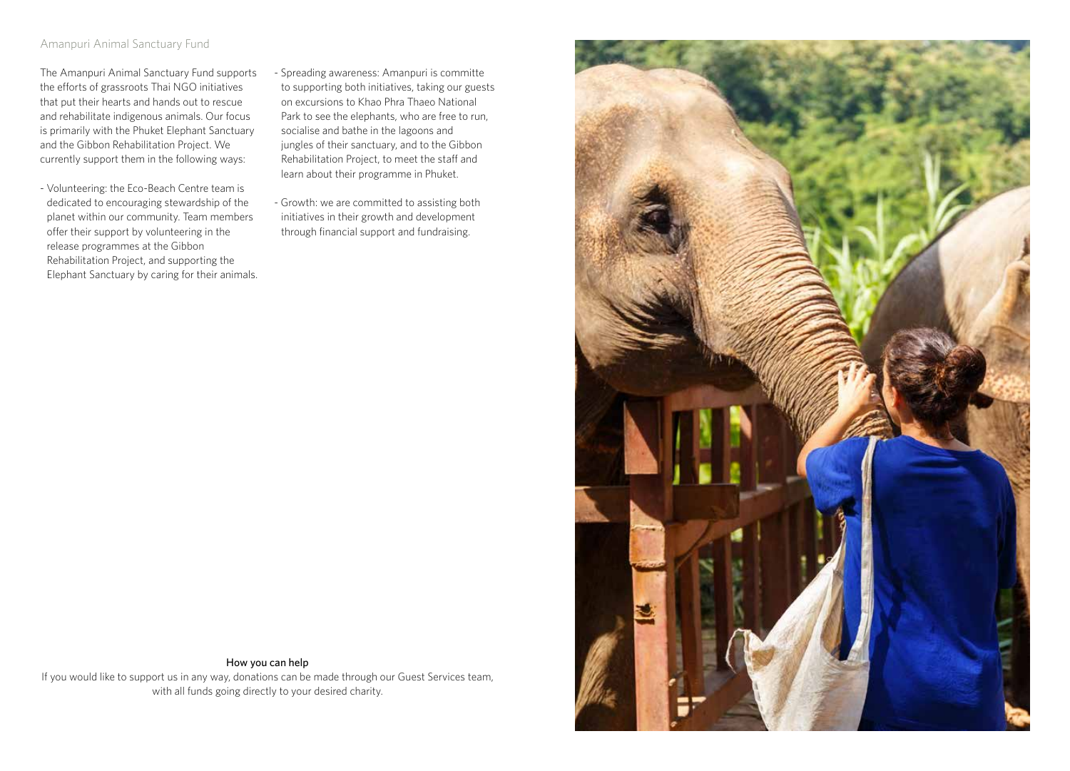## Amanpuri Animal Sanctuary Fund

The Amanpuri Animal Sanctuary Fund supports the efforts of grassroots Thai NGO initiatives that put their hearts and hands out to rescue and rehabilitate indigenous animals. Our focus is primarily with the Phuket Elephant Sanctuary and the Gibbon Rehabilitation Project. We currently support them in the following ways:

- Volunteering: the Eco-Beach Centre team is dedicated to encouraging stewardship of the planet within our community. Team members offer their support by volunteering in the release programmes at the Gibbon Rehabilitation Project, and supporting the Elephant Sanctuary by caring for their animals.
- Spreading awareness: Amanpuri is committe to supporting both initiatives, taking our guests on excursions to Khao Phra Thaeo National Park to see the elephants, who are free to run, socialise and bathe in the lagoons and jungles of their sanctuary, and to the Gibbon Rehabilitation Project, to meet the staff and learn about their programme in Phuket.
- Growth: we are committed to assisting both initiatives in their growth and development through financial support and fundraising.

### How you can help

If you would like to support us in any way, donations can be made through our Guest Services team, with all funds going directly to your desired charity.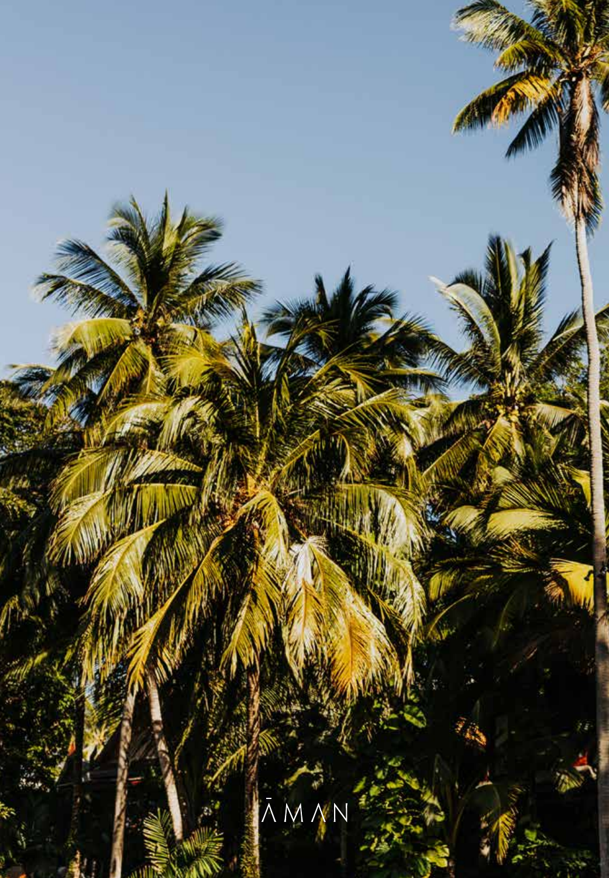ĀMAN